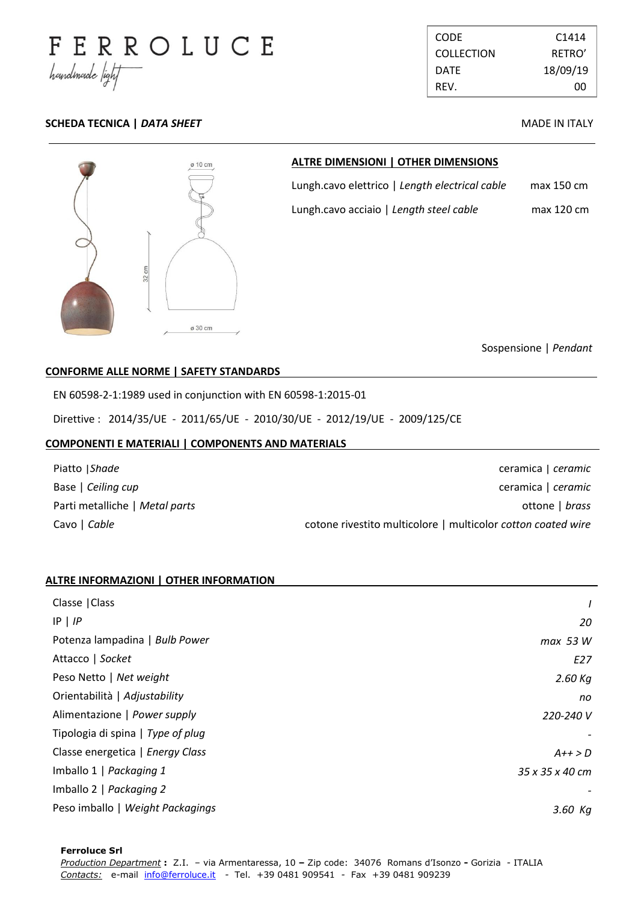# FERROLUCE

*handmade light*

| CODE | C1414 |
|---|---|
| COLLECTION | RETRO' |
| DATE | 18/09/19 |
| REV. | 00 |

**SCHEDA TECNICA | *DATA SHEET***

MADE IN ITALY

ø 10 cm

32 cm

ø 30 cm

## ALTRE DIMENSIONI | OTHER DIMENSIONS

| | |
|---|---|
| Lungh.cavo elettrico \| *Length electrical cable* | max 150 cm |
| Lungh.cavo acciaio \| *Length steel cable* | max 120 cm |

Sospensione | *Pendant*

## CONFORME ALLE NORME | SAFETY STANDARDS

EN 60598-2-1:1989 used in conjunction with EN 60598-1:2015-01

Direttive : 2014/35/UE - 2011/65/UE - 2010/30/UE - 2012/19/UE - 2009/125/CE

## COMPONENTI E MATERIALI | COMPONENTS AND MATERIALS

| | |
|---|---|
| Piatto \|*Shade* | ceramica \| *ceramic* |
| Base \| *Ceiling cup* | ceramica \| *ceramic* |
| Parti metalliche \| *Metal parts* | ottone \| *brass* |
| Cavo \| *Cable* | cotone rivestito multicolore \| multicolor *cotton coated wire* |

## ALTRE INFORMAZIONI | OTHER INFORMATION

| | |
|---|---|
| Classe \|Class | *I* |
| IP \| *IP* | *20* |
| Potenza lampadina \| *Bulb Power* | *max 53 W* |
| Attacco \| *Socket* | *E27* |
| Peso Netto \| *Net weight* | *2.60 Kg* |
| Orientabilità \| *Adjustability* | *no* |
| Alimentazione \| *Power supply* | *220-240 V* |
| Tipologia di spina \| *Type of plug* | *-* |
| Classe energetica \| *Energy Class* | *A++ > D* |
| Imballo 1 \| *Packaging 1* | *35 x 35 x 40 cm* |
| Imballo 2 \| *Packaging 2* | *-* |
| Peso imballo \| *Weight Packagings* | *3.60 Kg* |

**Ferroluce Srl**
*Production Department* **:** Z.I. – via Armentaressa, 10 **–** Zip code: 34076 Romans d'Isonzo **-** Gorizia - ITALIA
*Contacts:* e-mail info@ferroluce.it - Tel. +39 0481 909541 - Fax +39 0481 909239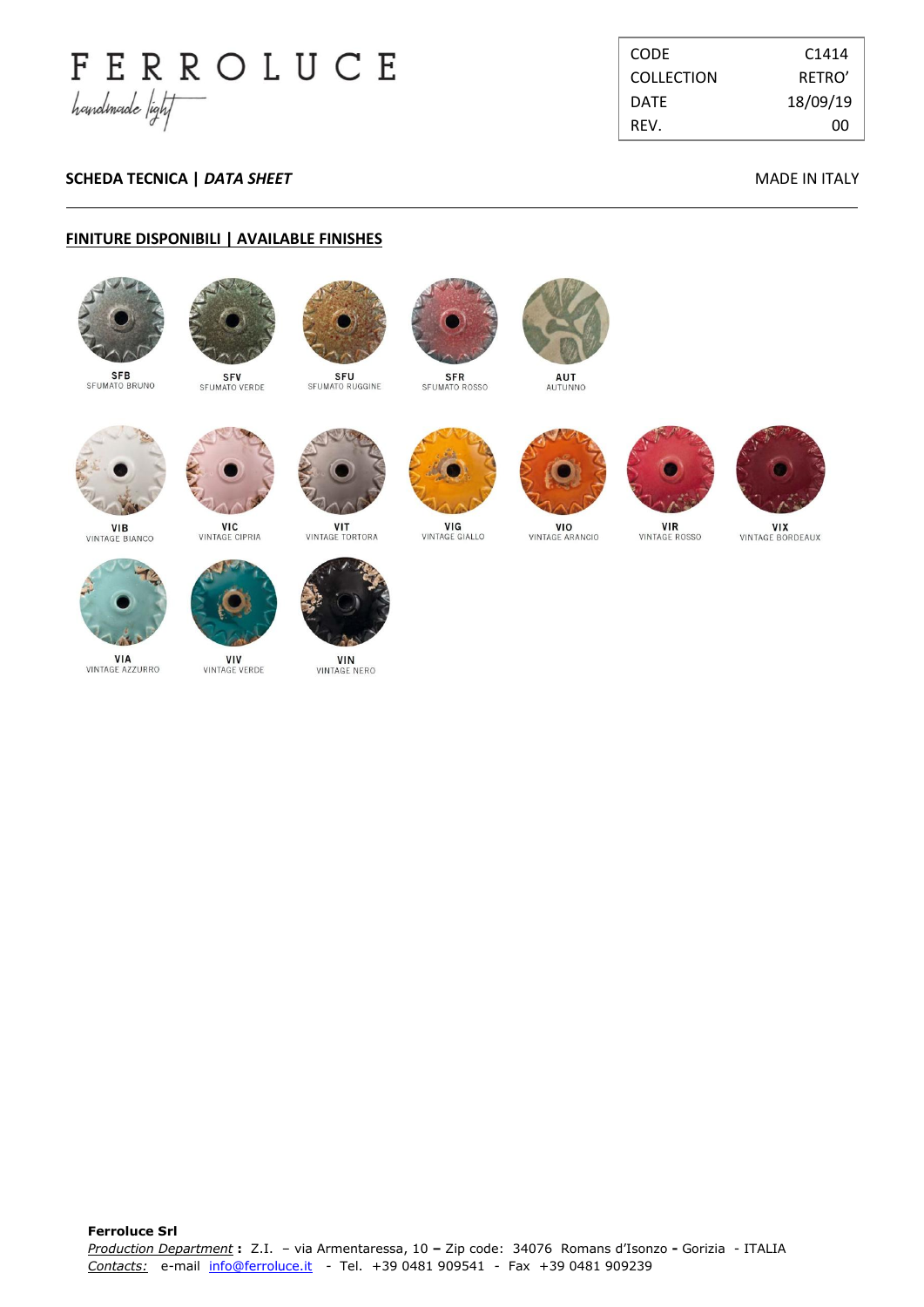FERROLUCE
handmade light

| | |
|---|---|
| CODE | C1414 |
| COLLECTION | RETRO' |
| DATE | 18/09/19 |
| REV. | 00 |

**SCHEDA TECNICA | *DATA SHEET***

MADE IN ITALY

## FINITURE DISPONIBILI | AVAILABLE FINISHES

SFB
SFUMATO BRUNO

SFV
SFUMATO VERDE

SFU
SFUMATO RUGGINE

SFR
SFUMATO ROSSO

AUT
AUTUNNO

VIB
VINTAGE BIANCO

VIC
VINTAGE CIPRIA

VIT
VINTAGE TORTORA

VIG
VINTAGE GIALLO

VIO
VINTAGE ARANCIO

VIR
VINTAGE ROSSO

VIX
VINTAGE BORDEAUX

VIA
VINTAGE AZZURRO

VIV
VINTAGE VERDE

VIN
VINTAGE NERO

**Ferroluce Srl**
*Production Department* **:** Z.I. – via Armentaressa, 10 **–** Zip code: 34076 Romans d'Isonzo **-** Gorizia - ITALIA
*Contacts:* e-mail info@ferroluce.it - Tel. +39 0481 909541 - Fax +39 0481 909239